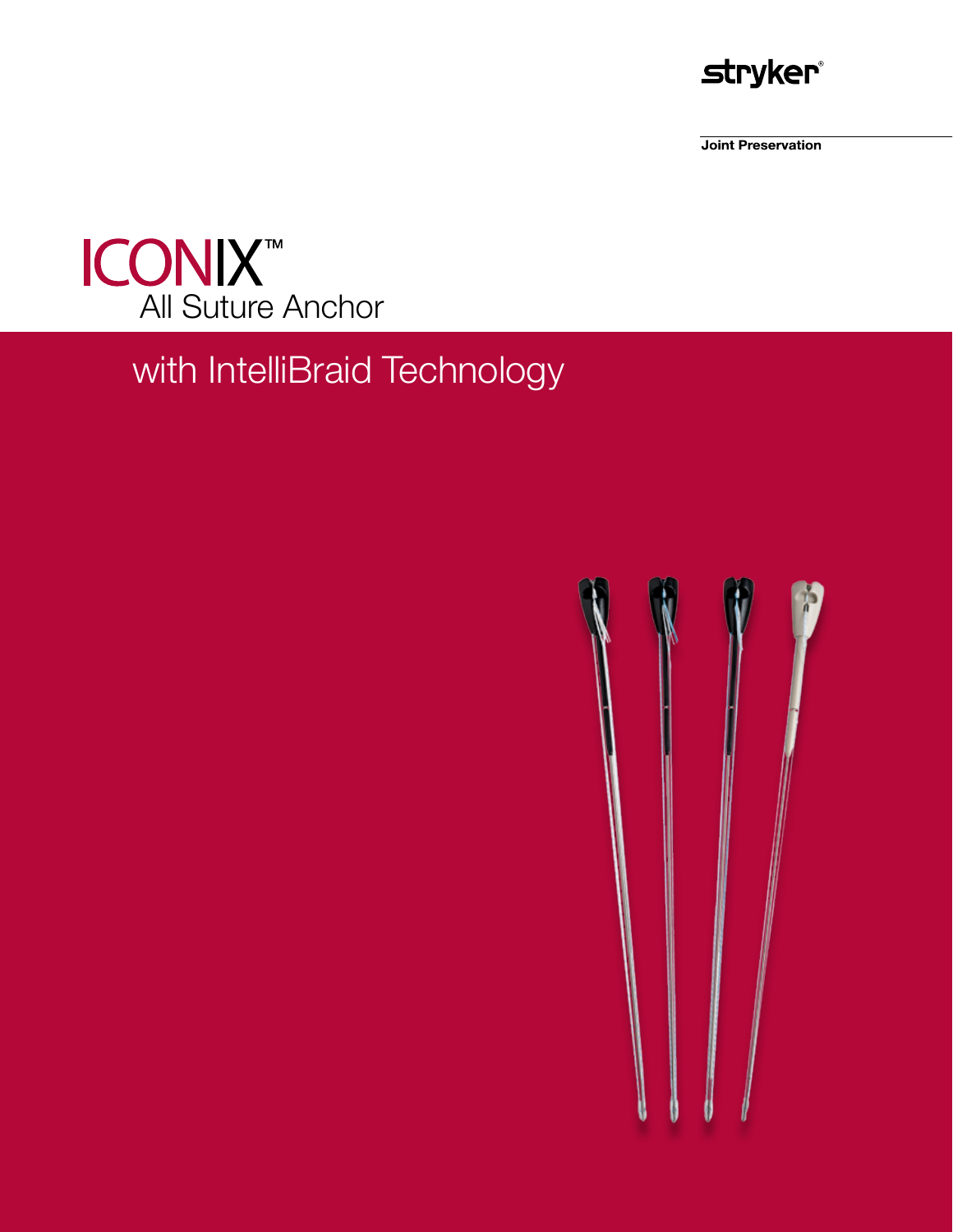stryker®

Joint Preservation

# ICONIX™
## All Suture Anchor

with IntelliBraid Technology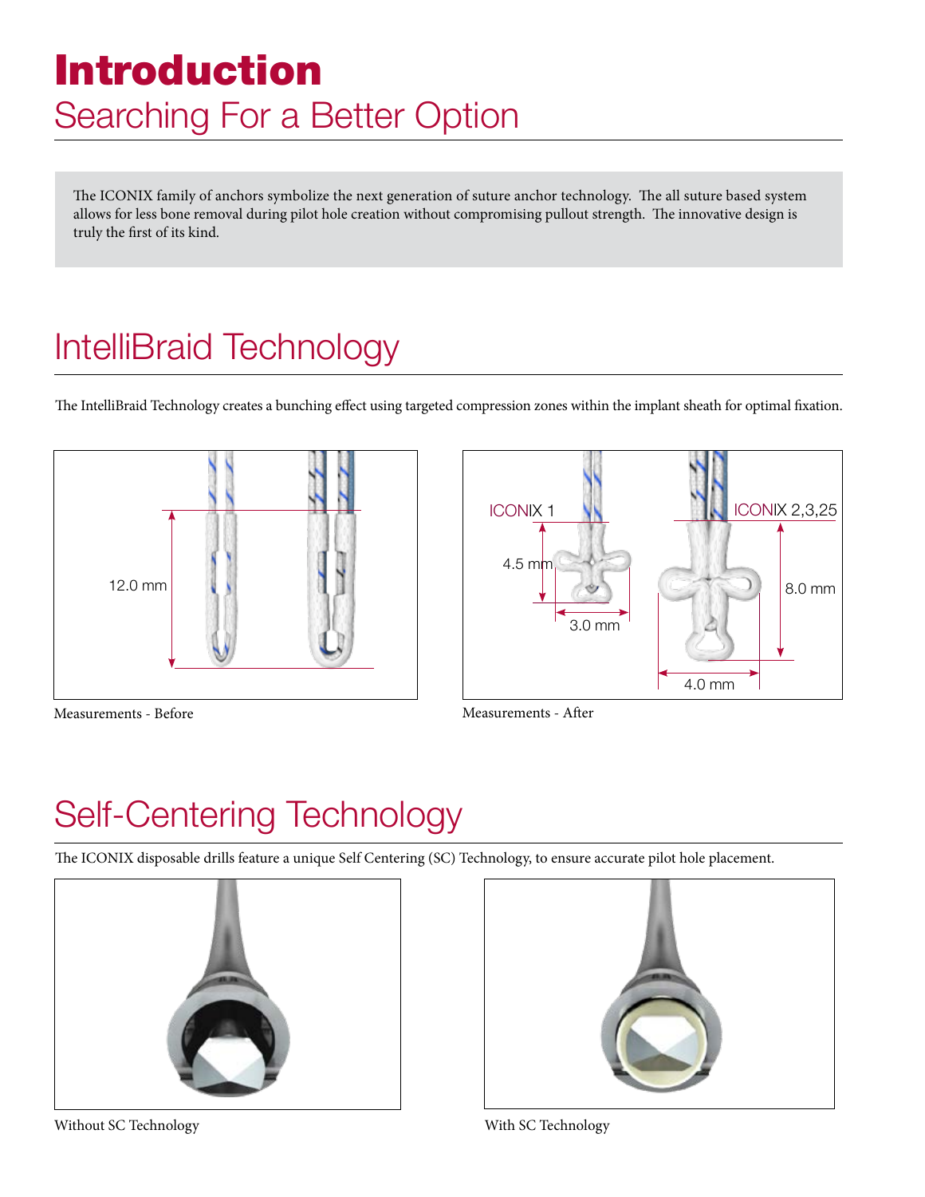# Introduction

## Searching For a Better Option

The ICONIX family of anchors symbolize the next generation of suture anchor technology. The all suture based system allows for less bone removal during pilot hole creation without compromising pullout strength. The innovative design is truly the first of its kind.

## IntelliBraid Technology

The IntelliBraid Technology creates a bunching effect using targeted compression zones within the implant sheath for optimal fixation.

12.0 mm

Measurements - Before

ICONIX 1

4.5 mm

3.0 mm

ICONIX 2,3,25

8.0 mm

4.0 mm

Measurements - After

## Self-Centering Technology

The ICONIX disposable drills feature a unique Self Centering (SC) Technology, to ensure accurate pilot hole placement.

Without SC Technology

With SC Technology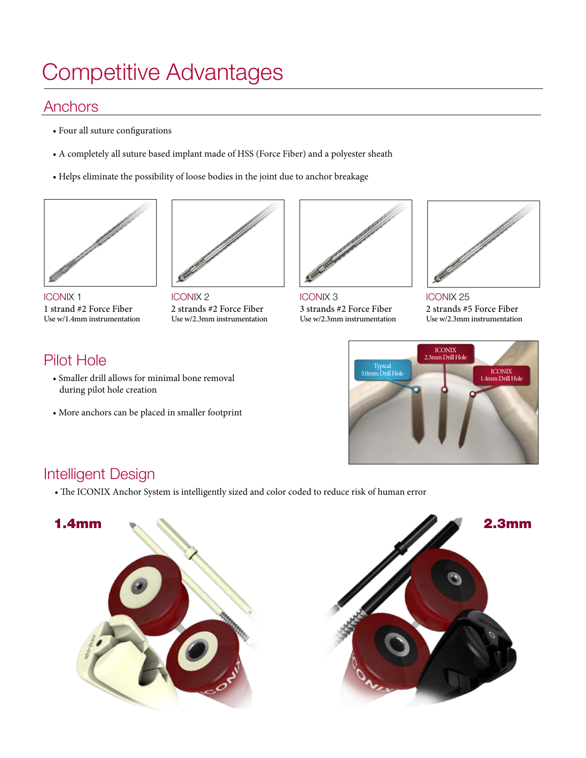# Competitive Advantages

## Anchors

- Four all suture configurations
- A completely all suture based implant made of HSS (Force Fiber) and a polyester sheath
- Helps eliminate the possibility of loose bodies in the joint due to anchor breakage

ICONIX 1
1 strand #2 Force Fiber
Use w/1.4mm instrumentation

ICONIX 2
2 strands #2 Force Fiber
Use w/2.3mm instrumentation

ICONIX 3
3 strands #2 Force Fiber
Use w/2.3mm instrumentation

ICONIX 25
2 strands #5 Force Fiber
Use w/2.3mm instrumentation

## Pilot Hole

- Smaller drill allows for minimal bone removal during pilot hole creation
- More anchors can be placed in smaller footprint

Typical 3.0mm Drill Hole

ICONIX 2.3mm Drill Hole

ICONIX 1.4mm Drill Hole

## Intelligent Design

- The ICONIX Anchor System is intelligently sized and color coded to reduce risk of human error

**1.4mm**

**2.3mm**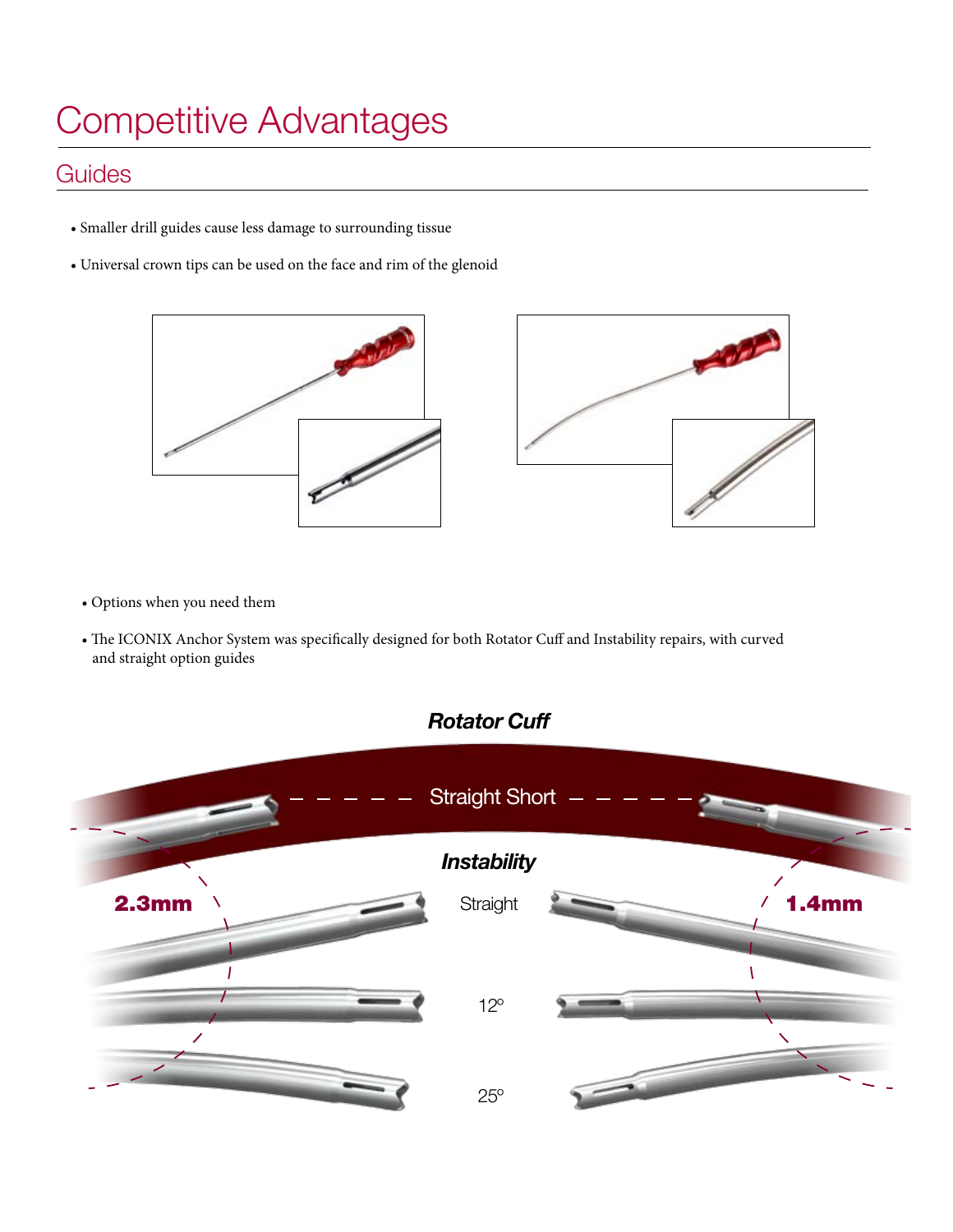# Competitive Advantages

## Guides

- Smaller drill guides cause less damage to surrounding tissue
- Universal crown tips can be used on the face and rim of the glenoid

- Options when you need them
- The ICONIX Anchor System was specifically designed for both Rotator Cuff and Instability repairs, with curved and straight option guides

***Rotator Cuff***

Straight Short

***Instability***

**2.3mm**

Straight

**1.4mm**

12º

25º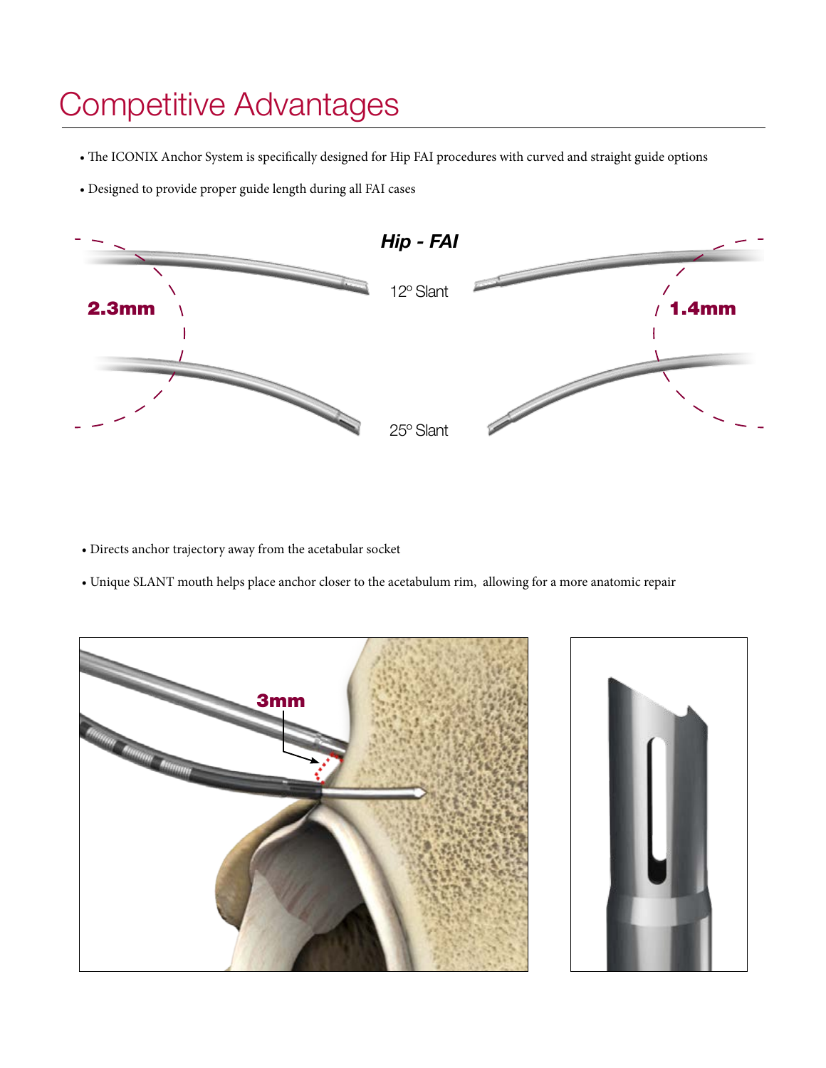# Competitive Advantages

- The ICONIX Anchor System is specifically designed for Hip FAI procedures with curved and straight guide options
- Designed to provide proper guide length during all FAI cases

***Hip - FAI***

2.3mm

12º Slant

1.4mm

25º Slant

- Directs anchor trajectory away from the acetabular socket
- Unique SLANT mouth helps place anchor closer to the acetabulum rim, allowing for a more anatomic repair

3mm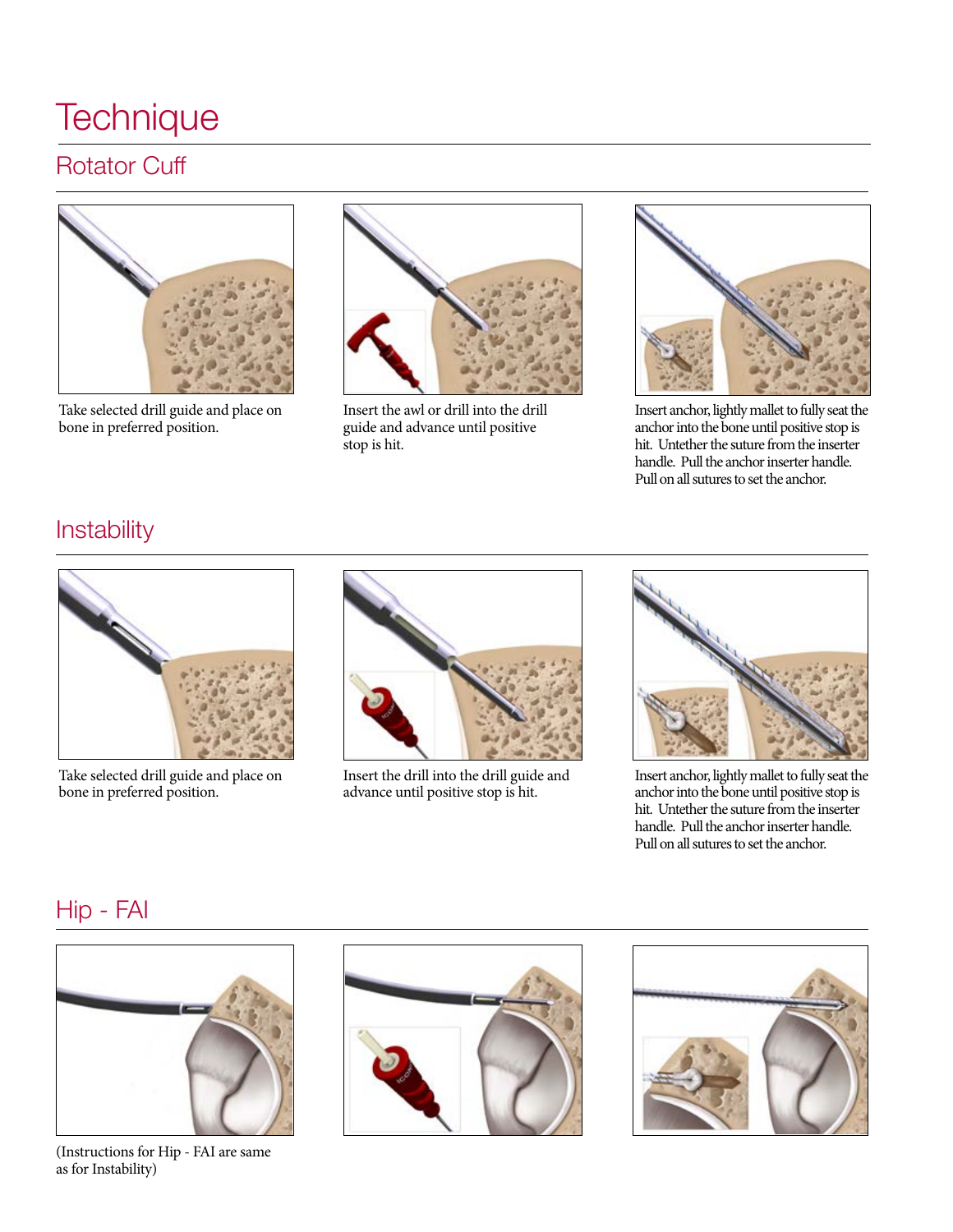# Technique

## Rotator Cuff

Take selected drill guide and place on bone in preferred position.

Insert the awl or drill into the drill guide and advance until positive stop is hit.

Insert anchor, lightly mallet to fully seat the anchor into the bone until positive stop is hit. Untether the suture from the inserter handle. Pull the anchor inserter handle. Pull on all sutures to set the anchor.

## Instability

Take selected drill guide and place on bone in preferred position.

Insert the drill into the drill guide and advance until positive stop is hit.

Insert anchor, lightly mallet to fully seat the anchor into the bone until positive stop is hit. Untether the suture from the inserter handle. Pull the anchor inserter handle. Pull on all sutures to set the anchor.

## Hip - FAI

(Instructions for Hip - FAI are same as for Instability)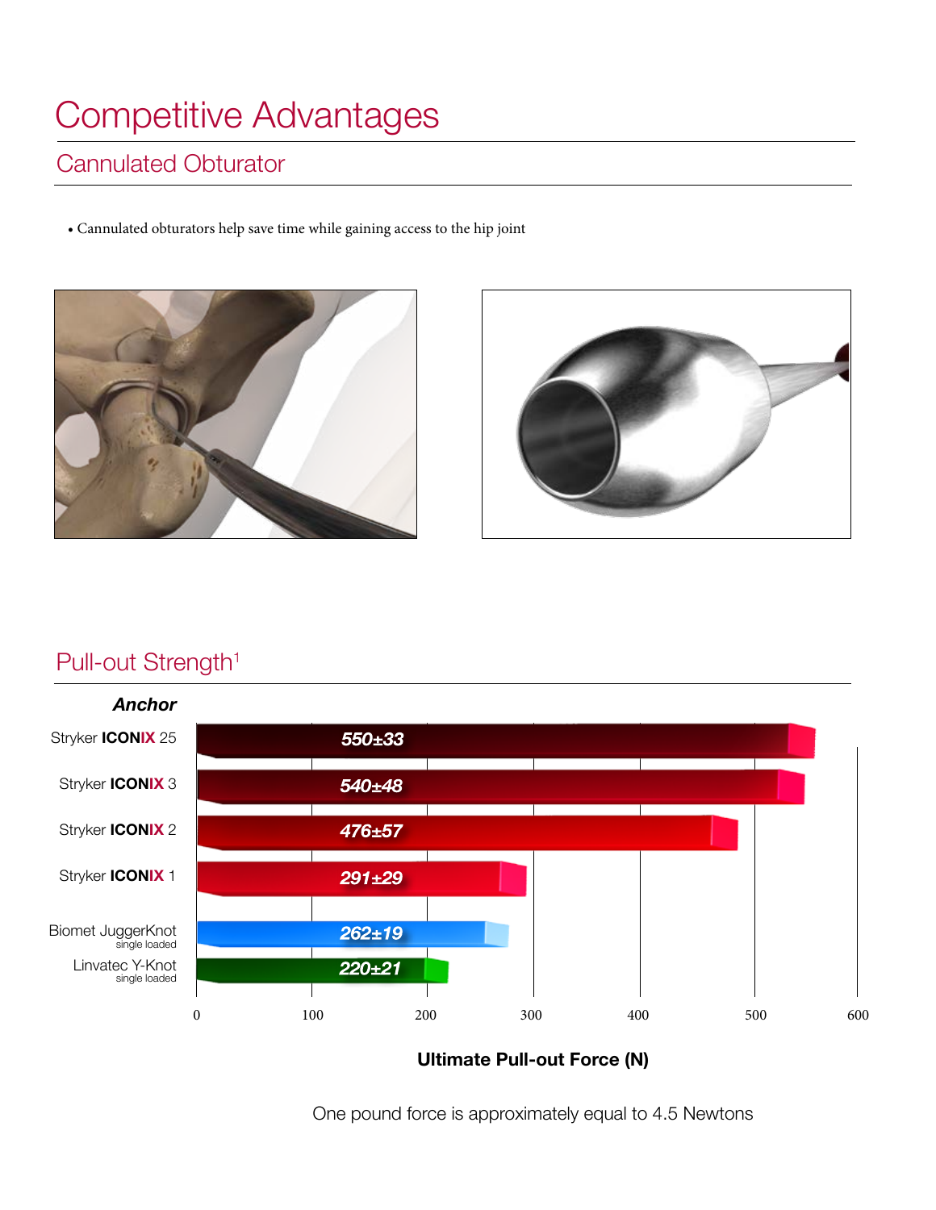# Competitive Advantages

## Cannulated Obturator

- Cannulated obturators help save time while gaining access to the hip joint

## Pull-out Strength[1]

| Anchor | Ultimate Pull-out Force (N) |
|---|---|
| Stryker ICONIX 25 | 550±33 |
| Stryker ICONIX 3 | 540±48 |
| Stryker ICONIX 2 | 476±57 |
| Stryker ICONIX 1 | 291±29 |
| Biomet JuggerKnot single loaded | 262±19 |
| Linvatec Y-Knot single loaded | 220±21 |

One pound force is approximately equal to 4.5 Newtons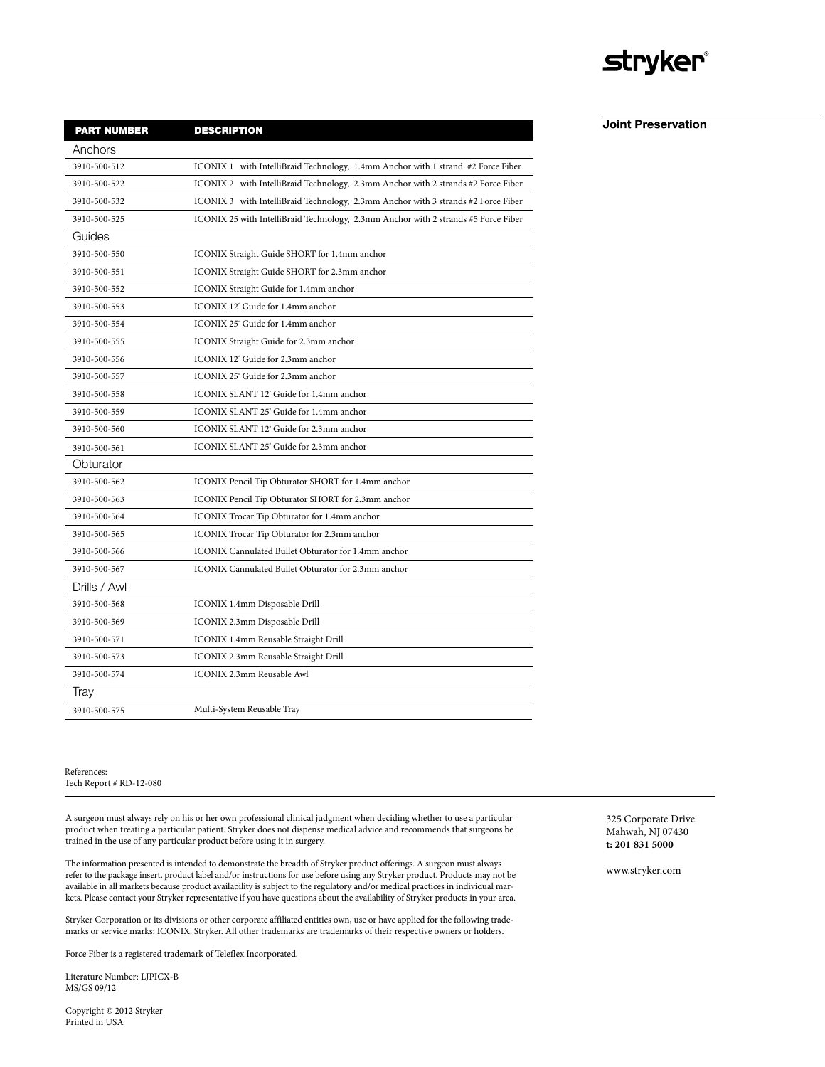## Joint Preservation

| PART NUMBER | DESCRIPTION |
|---|---|
| **Anchors** | |
| 3910-500-512 | ICONIX 1 with IntelliBraid Technology, 1.4mm Anchor with 1 strand #2 Force Fiber |
| 3910-500-522 | ICONIX 2 with IntelliBraid Technology, 2.3mm Anchor with 2 strands #2 Force Fiber |
| 3910-500-532 | ICONIX 3 with IntelliBraid Technology, 2.3mm Anchor with 3 strands #2 Force Fiber |
| 3910-500-525 | ICONIX 25 with IntelliBraid Technology, 2.3mm Anchor with 2 strands #5 Force Fiber |
| **Guides** | |
| 3910-500-550 | ICONIX Straight Guide SHORT for 1.4mm anchor |
| 3910-500-551 | ICONIX Straight Guide SHORT for 2.3mm anchor |
| 3910-500-552 | ICONIX Straight Guide for 1.4mm anchor |
| 3910-500-553 | ICONIX 12° Guide for 1.4mm anchor |
| 3910-500-554 | ICONIX 25° Guide for 1.4mm anchor |
| 3910-500-555 | ICONIX Straight Guide for 2.3mm anchor |
| 3910-500-556 | ICONIX 12° Guide for 2.3mm anchor |
| 3910-500-557 | ICONIX 25° Guide for 2.3mm anchor |
| 3910-500-558 | ICONIX SLANT 12° Guide for 1.4mm anchor |
| 3910-500-559 | ICONIX SLANT 25° Guide for 1.4mm anchor |
| 3910-500-560 | ICONIX SLANT 12° Guide for 2.3mm anchor |
| 3910-500-561 | ICONIX SLANT 25° Guide for 2.3mm anchor |
| **Obturator** | |
| 3910-500-562 | ICONIX Pencil Tip Obturator SHORT for 1.4mm anchor |
| 3910-500-563 | ICONIX Pencil Tip Obturator SHORT for 2.3mm anchor |
| 3910-500-564 | ICONIX Trocar Tip Obturator for 1.4mm anchor |
| 3910-500-565 | ICONIX Trocar Tip Obturator for 2.3mm anchor |
| 3910-500-566 | ICONIX Cannulated Bullet Obturator for 1.4mm anchor |
| 3910-500-567 | ICONIX Cannulated Bullet Obturator for 2.3mm anchor |
| **Drills / Awl** | |
| 3910-500-568 | ICONIX 1.4mm Disposable Drill |
| 3910-500-569 | ICONIX 2.3mm Disposable Drill |
| 3910-500-571 | ICONIX 1.4mm Reusable Straight Drill |
| 3910-500-573 | ICONIX 2.3mm Reusable Straight Drill |
| 3910-500-574 | ICONIX 2.3mm Reusable Awl |
| **Tray** | |
| 3910-500-575 | Multi-System Reusable Tray |

References:
Tech Report # RD-12-080

A surgeon must always rely on his or her own professional clinical judgment when deciding whether to use a particular product when treating a particular patient. Stryker does not dispense medical advice and recommends that surgeons be trained in the use of any particular product before using it in surgery.

The information presented is intended to demonstrate the breadth of Stryker product offerings. A surgeon must always refer to the package insert, product label and/or instructions for use before using any Stryker product. Products may not be available in all markets because product availability is subject to the regulatory and/or medical practices in individual markets. Please contact your Stryker representative if you have questions about the availability of Stryker products in your area.

Stryker Corporation or its divisions or other corporate affiliated entities own, use or have applied for the following trademarks or service marks: ICONIX, Stryker. All other trademarks are trademarks of their respective owners or holders.

Force Fiber is a registered trademark of Teleflex Incorporated.

Literature Number: LJPICX-B
MS/GS 09/12

Copyright © 2012 Stryker
Printed in USA

325 Corporate Drive
Mahwah, NJ 07430
**t: 201 831 5000**

www.stryker.com